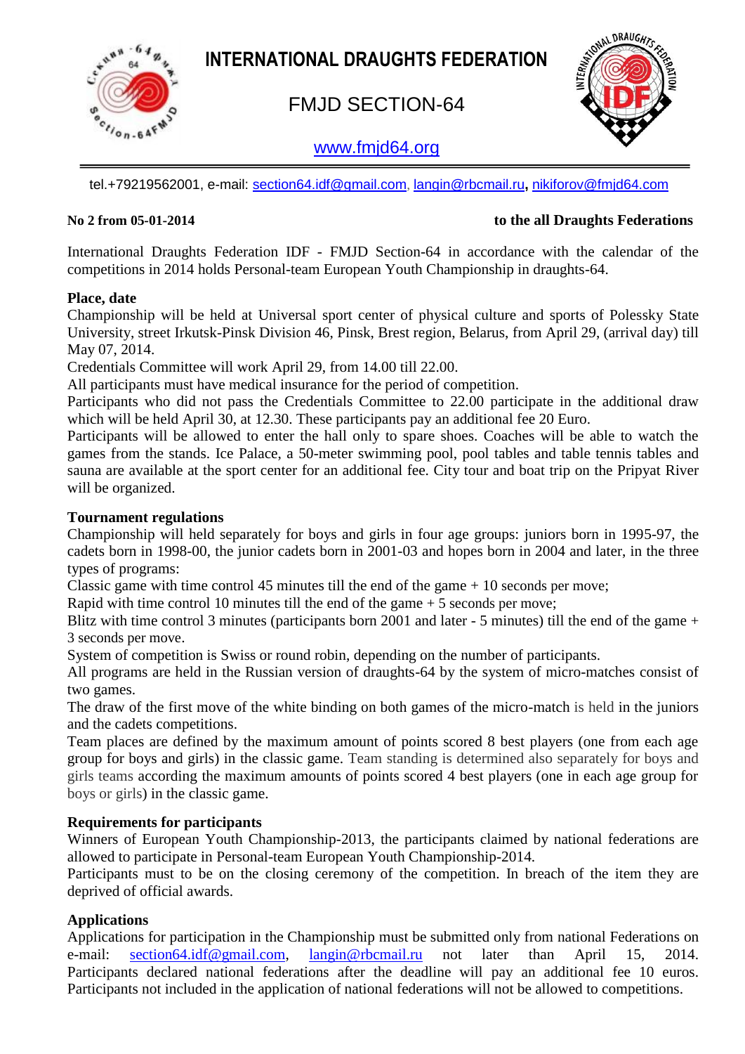# INTERNATIONAL DRAUGHTS FEDERATION

## FMJD SECTION-64

www.fmjd64.org

tel.+79219562001, e-mail: section64.idf@gmail.com, langin@rbcmail.ru, nikiforov@fmjd64.com

**No 2 from 05-01-2014** **to the all Draughts Federations**

International Draughts Federation IDF - FMJD Section-64 in accordance with the calendar of the competitions in 2014 holds Personal-team European Youth Championship in draughts-64.

**Place, date**

Championship will be held at Universal sport center of physical culture and sports of Polessky State University, street Irkutsk-Pinsk Division 46, Pinsk, Brest region, Belarus, from April 29, (arrival day) till May 07, 2014.

Credentials Committee will work April 29, from 14.00 till 22.00.

All participants must have medical insurance for the period of competition.

Participants who did not pass the Credentials Committee to 22.00 participate in the additional draw which will be held April 30, at 12.30. These participants pay an additional fee 20 Euro.

Participants will be allowed to enter the hall only to spare shoes. Coaches will be able to watch the games from the stands. Ice Palace, a 50-meter swimming pool, pool tables and table tennis tables and sauna are available at the sport center for an additional fee. City tour and boat trip on the Pripyat River will be organized.

**Tournament regulations**

Championship will held separately for boys and girls in four age groups: juniors born in 1995-97, the cadets born in 1998-00, the junior cadets born in 2001-03 and hopes born in 2004 and later, in the three types of programs:

Classic game with time control 45 minutes till the end of the game + 10 seconds per move;

Rapid with time control 10 minutes till the end of the game + 5 seconds per move;

Blitz with time control 3 minutes (participants born 2001 and later - 5 minutes) till the end of the game + 3 seconds per move.

System of competition is Swiss or round robin, depending on the number of participants.

All programs are held in the Russian version of draughts-64 by the system of micro-matches consist of two games.

The draw of the first move of the white binding on both games of the micro-match is held in the juniors and the cadets competitions.

Team places are defined by the maximum amount of points scored 8 best players (one from each age group for boys and girls) in the classic game. Team standing is determined also separately for boys and girls teams according the maximum amounts of points scored 4 best players (one in each age group for boys or girls) in the classic game.

**Requirements for participants**

Winners of European Youth Championship-2013, the participants claimed by national federations are allowed to participate in Personal-team European Youth Championship-2014.

Participants must to be on the closing ceremony of the competition. In breach of the item they are deprived of official awards.

**Applications**

Applications for participation in the Championship must be submitted only from national Federations on e-mail: section64.idf@gmail.com, langin@rbcmail.ru not later than April 15, 2014. Participants declared national federations after the deadline will pay an additional fee 10 euros. Participants not included in the application of national federations will not be allowed to competitions.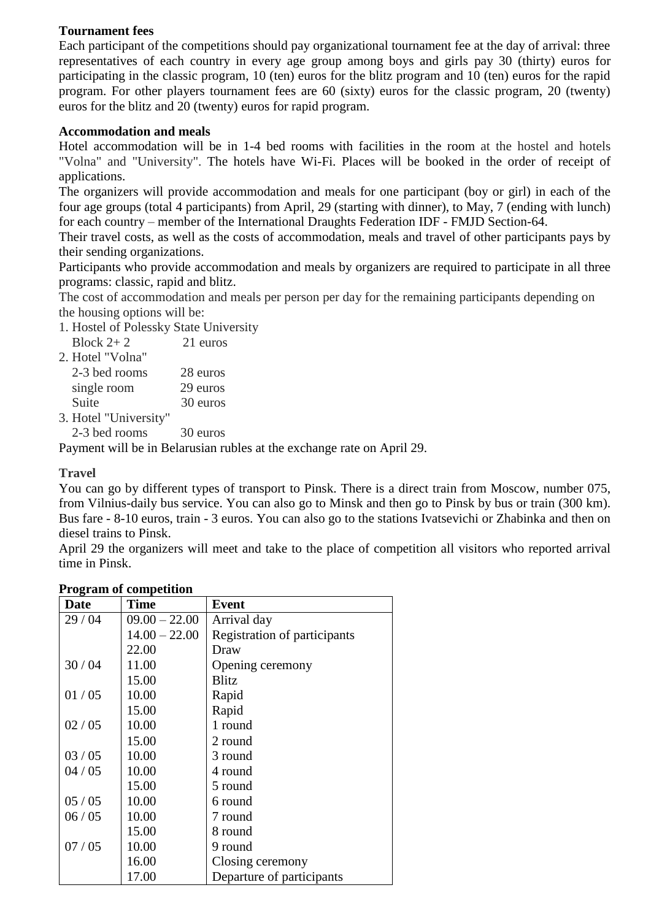**Tournament fees**

Each participant of the competitions should pay organizational tournament fee at the day of arrival: three representatives of each country in every age group among boys and girls pay 30 (thirty) euros for participating in the classic program, 10 (ten) euros for the blitz program and 10 (ten) euros for the rapid program. For other players tournament fees are 60 (sixty) euros for the classic program, 20 (twenty) euros for the blitz and 20 (twenty) euros for rapid program.

**Accommodation and meals**

Hotel accommodation will be in 1-4 bed rooms with facilities in the room at the hostel and hotels "Volna" and "University". The hotels have Wi-Fi. Places will be booked in the order of receipt of applications.

The organizers will provide accommodation and meals for one participant (boy or girl) in each of the four age groups (total 4 participants) from April, 29 (starting with dinner), to May, 7 (ending with lunch) for each country – member of the International Draughts Federation IDF - FMJD Section-64.

Their travel costs, as well as the costs of accommodation, meals and travel of other participants pays by their sending organizations.

Participants who provide accommodation and meals by organizers are required to participate in all three programs: classic, rapid and blitz.

The cost of accommodation and meals per person per day for the remaining participants depending on the housing options will be:

1. Hostel of Polessky State University
   Block 2+ 2 — 21 euros
2. Hotel "Volna"
   2-3 bed rooms — 28 euros
   single room — 29 euros
   Suite — 30 euros
3. Hotel "University"
   2-3 bed rooms — 30 euros

Payment will be in Belarusian rubles at the exchange rate on April 29.

**Travel**

You can go by different types of transport to Pinsk. There is a direct train from Moscow, number 075, from Vilnius-daily bus service. You can also go to Minsk and then go to Pinsk by bus or train (300 km). Bus fare - 8-10 euros, train - 3 euros. You can also go to the stations Ivatsevichi or Zhabinka and then on diesel trains to Pinsk.

April 29 the organizers will meet and take to the place of competition all visitors who reported arrival time in Pinsk.

**Program of competition**

| Date | Time | Event |
|---|---|---|
| 29 / 04 | 09.00 – 22.00 | Arrival day |
| | 14.00 – 22.00 | Registration of participants |
| | 22.00 | Draw |
| 30 / 04 | 11.00 | Opening ceremony |
| | 15.00 | Blitz |
| 01 / 05 | 10.00 | Rapid |
| | 15.00 | Rapid |
| 02 / 05 | 10.00 | 1 round |
| | 15.00 | 2 round |
| 03 / 05 | 10.00 | 3 round |
| 04 / 05 | 10.00 | 4 round |
| | 15.00 | 5 round |
| 05 / 05 | 10.00 | 6 round |
| 06 / 05 | 10.00 | 7 round |
| | 15.00 | 8 round |
| 07 / 05 | 10.00 | 9 round |
| | 16.00 | Closing ceremony |
| | 17.00 | Departure of participants |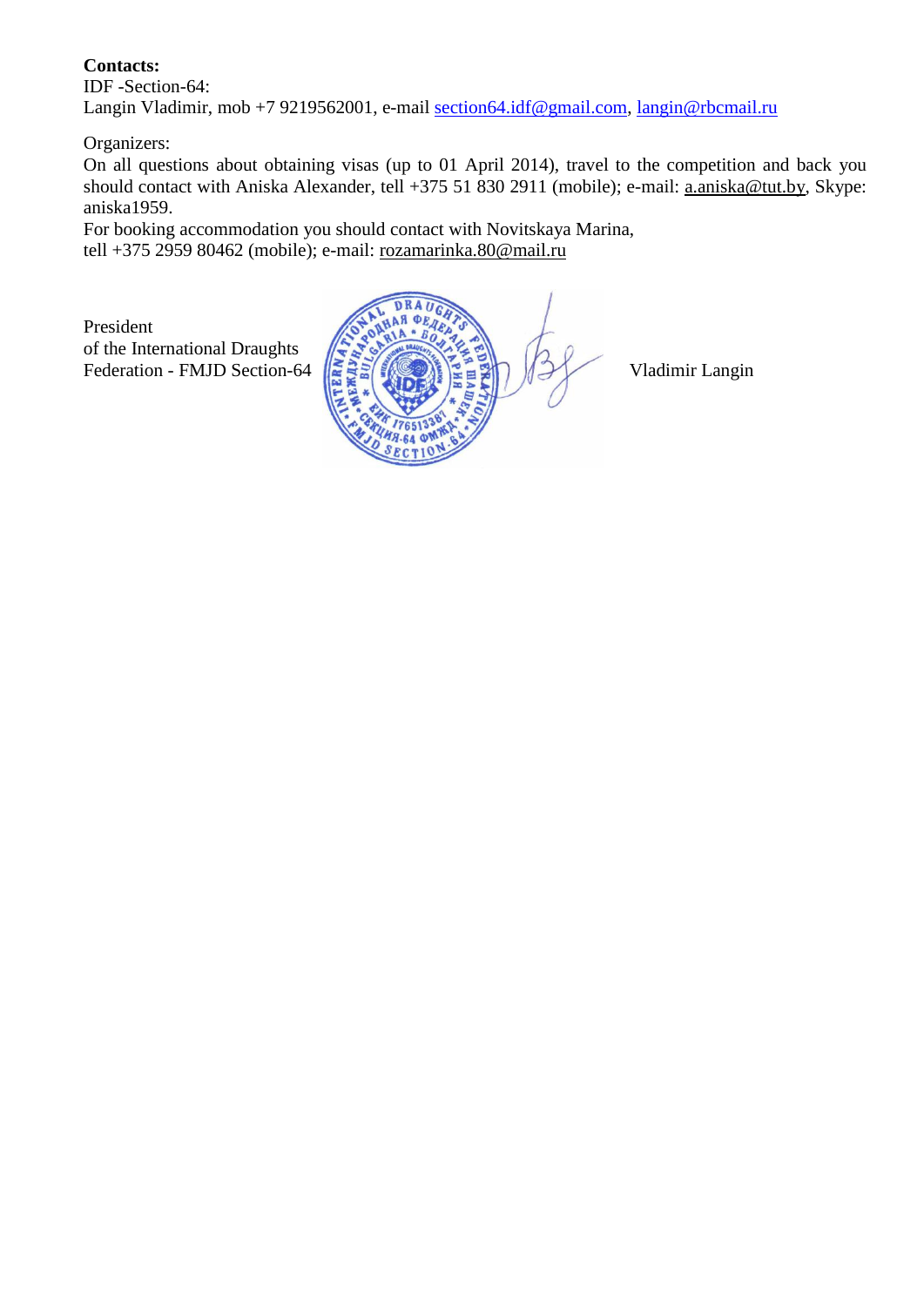**Contacts:**

IDF -Section-64:
Langin Vladimir, mob +7 9219562001, e-mail section64.idf@gmail.com, langin@rbcmail.ru

Organizers:
On all questions about obtaining visas (up to 01 April 2014), travel to the competition and back you should contact with Aniska Alexander, tell +375 51 830 2911 (mobile); e-mail: a.aniska@tut.by, Skype: aniska1959.
For booking accommodation you should contact with Novitskaya Marina,
tell +375 2959 80462 (mobile); e-mail: rozamarinka.80@mail.ru

President
of the International Draughts
Federation - FMJD Section-64 Vladimir Langin